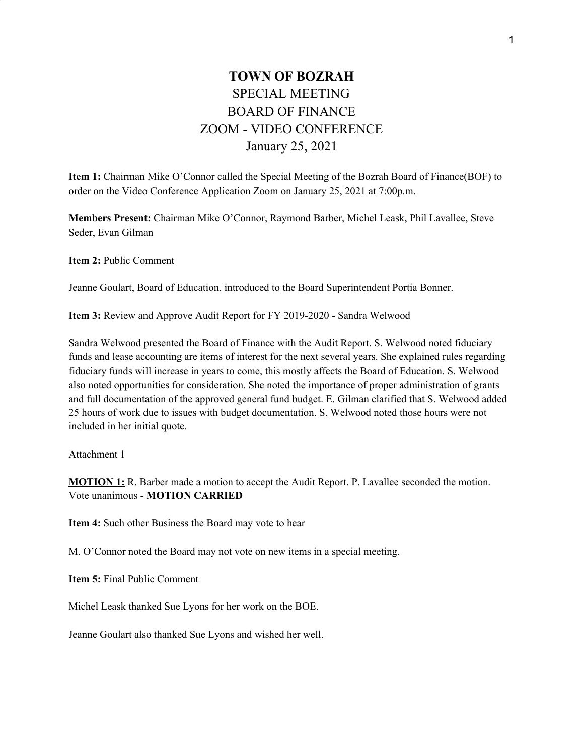# TOWN OF BOZRAH
## SPECIAL MEETING
## BOARD OF FINANCE
## ZOOM - VIDEO CONFERENCE
## January 25, 2021

**Item 1:** Chairman Mike O'Connor called the Special Meeting of the Bozrah Board of Finance(BOF) to order on the Video Conference Application Zoom on January 25, 2021 at 7:00p.m.

**Members Present:** Chairman Mike O'Connor, Raymond Barber, Michel Leask, Phil Lavallee, Steve Seder, Evan Gilman

**Item 2:** Public Comment

Jeanne Goulart, Board of Education, introduced to the Board Superintendent Portia Bonner.

**Item 3:** Review and Approve Audit Report for FY 2019-2020 - Sandra Welwood

Sandra Welwood presented the Board of Finance with the Audit Report. S. Welwood noted fiduciary funds and lease accounting are items of interest for the next several years. She explained rules regarding fiduciary funds will increase in years to come, this mostly affects the Board of Education. S. Welwood also noted opportunities for consideration. She noted the importance of proper administration of grants and full documentation of the approved general fund budget. E. Gilman clarified that S. Welwood added 25 hours of work due to issues with budget documentation. S. Welwood noted those hours were not included in her initial quote.

Attachment 1

**MOTION 1:** R. Barber made a motion to accept the Audit Report. P. Lavallee seconded the motion. Vote unanimous - **MOTION CARRIED**

**Item 4:** Such other Business the Board may vote to hear

M. O'Connor noted the Board may not vote on new items in a special meeting.

**Item 5:** Final Public Comment

Michel Leask thanked Sue Lyons for her work on the BOE.

Jeanne Goulart also thanked Sue Lyons and wished her well.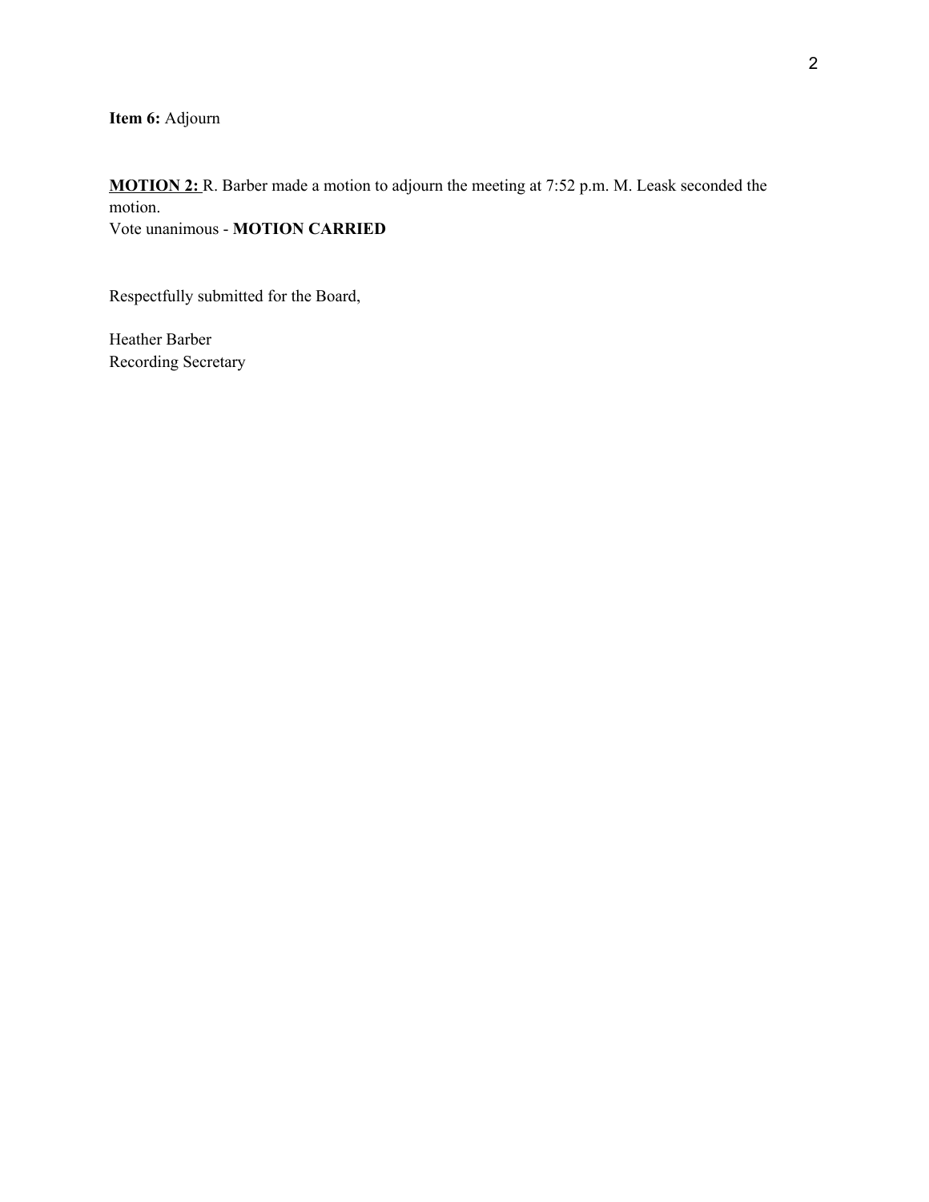**Item 6:** Adjourn

**MOTION 2:** R. Barber made a motion to adjourn the meeting at 7:52 p.m. M. Leask seconded the motion.
Vote unanimous - **MOTION CARRIED**

Respectfully submitted for the Board,

Heather Barber
Recording Secretary